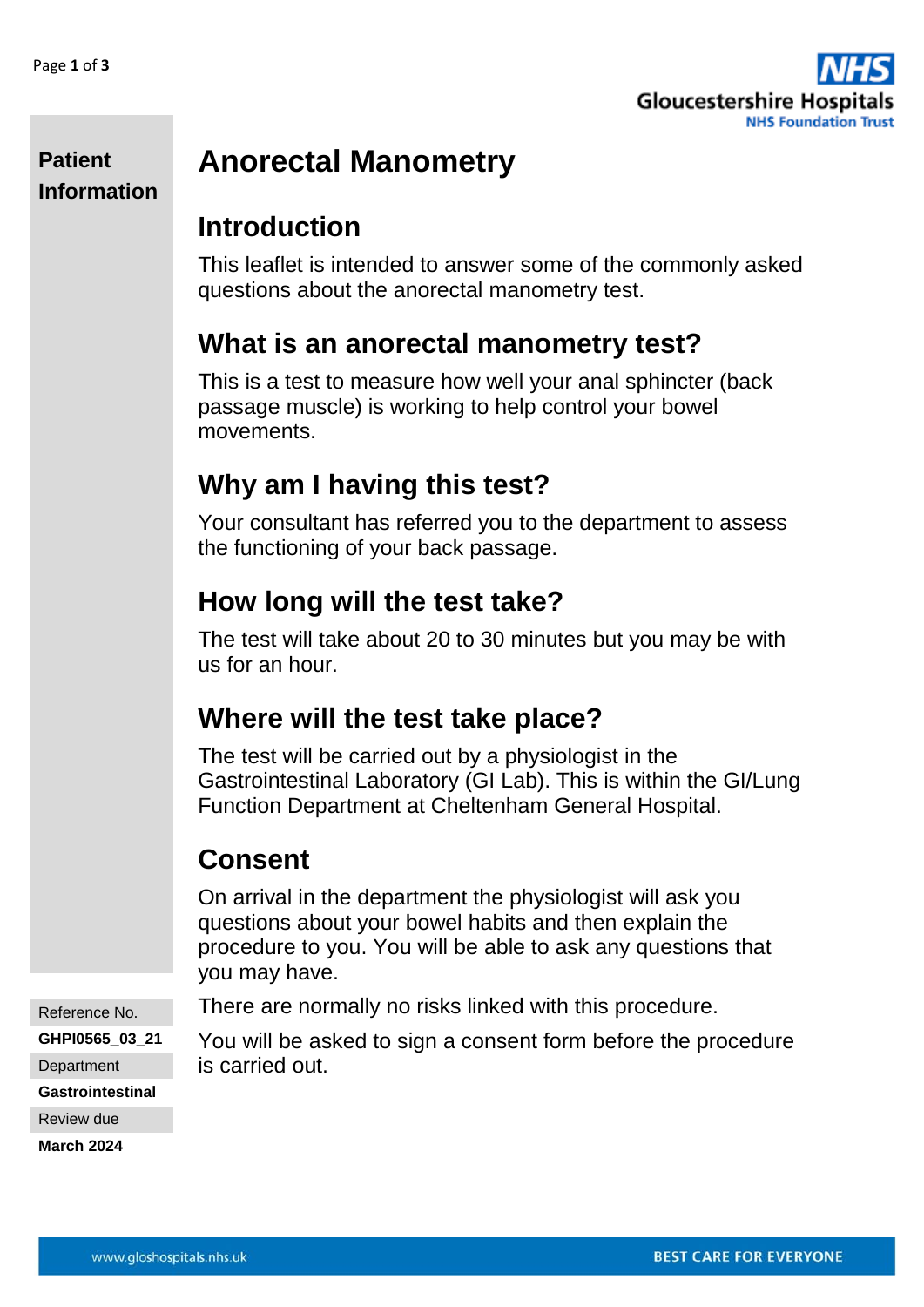**Patient Information**

# Anorectal Manometry

## Introduction

This leaflet is intended to answer some of the commonly asked questions about the anorectal manometry test.

## What is an anorectal manometry test?

This is a test to measure how well your anal sphincter (back passage muscle) is working to help control your bowel movements.

## Why am I having this test?

Your consultant has referred you to the department to assess the functioning of your back passage.

## How long will the test take?

The test will take about 20 to 30 minutes but you may be with us for an hour.

## Where will the test take place?

The test will be carried out by a physiologist in the Gastrointestinal Laboratory (GI Lab). This is within the GI/Lung Function Department at Cheltenham General Hospital.

## Consent

On arrival in the department the physiologist will ask you questions about your bowel habits and then explain the procedure to you. You will be able to ask any questions that you may have.

There are normally no risks linked with this procedure.

You will be asked to sign a consent form before the procedure is carried out.

Reference No.
**GHPI0565_03_21**

Department
**Gastrointestinal**

Review due
**March 2024**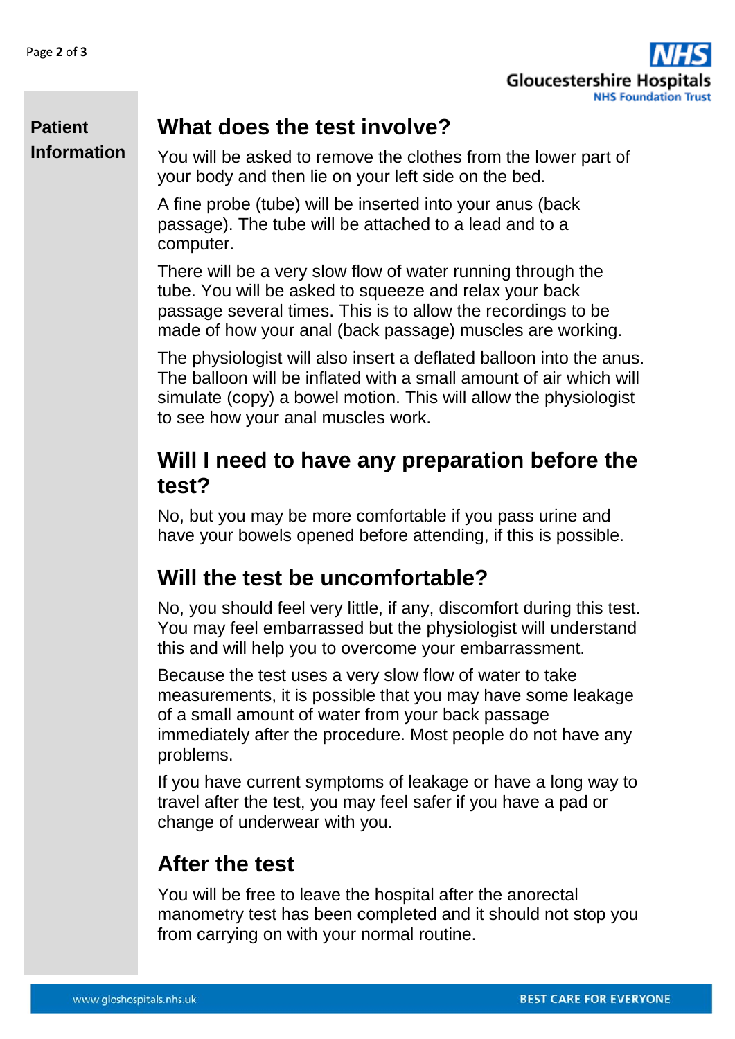## What does the test involve?

You will be asked to remove the clothes from the lower part of your body and then lie on your left side on the bed.

A fine probe (tube) will be inserted into your anus (back passage). The tube will be attached to a lead and to a computer.

There will be a very slow flow of water running through the tube. You will be asked to squeeze and relax your back passage several times. This is to allow the recordings to be made of how your anal (back passage) muscles are working.

The physiologist will also insert a deflated balloon into the anus. The balloon will be inflated with a small amount of air which will simulate (copy) a bowel motion. This will allow the physiologist to see how your anal muscles work.

## Will I need to have any preparation before the test?

No, but you may be more comfortable if you pass urine and have your bowels opened before attending, if this is possible.

## Will the test be uncomfortable?

No, you should feel very little, if any, discomfort during this test. You may feel embarrassed but the physiologist will understand this and will help you to overcome your embarrassment.

Because the test uses a very slow flow of water to take measurements, it is possible that you may have some leakage of a small amount of water from your back passage immediately after the procedure. Most people do not have any problems.

If you have current symptoms of leakage or have a long way to travel after the test, you may feel safer if you have a pad or change of underwear with you.

## After the test

You will be free to leave the hospital after the anorectal manometry test has been completed and it should not stop you from carrying on with your normal routine.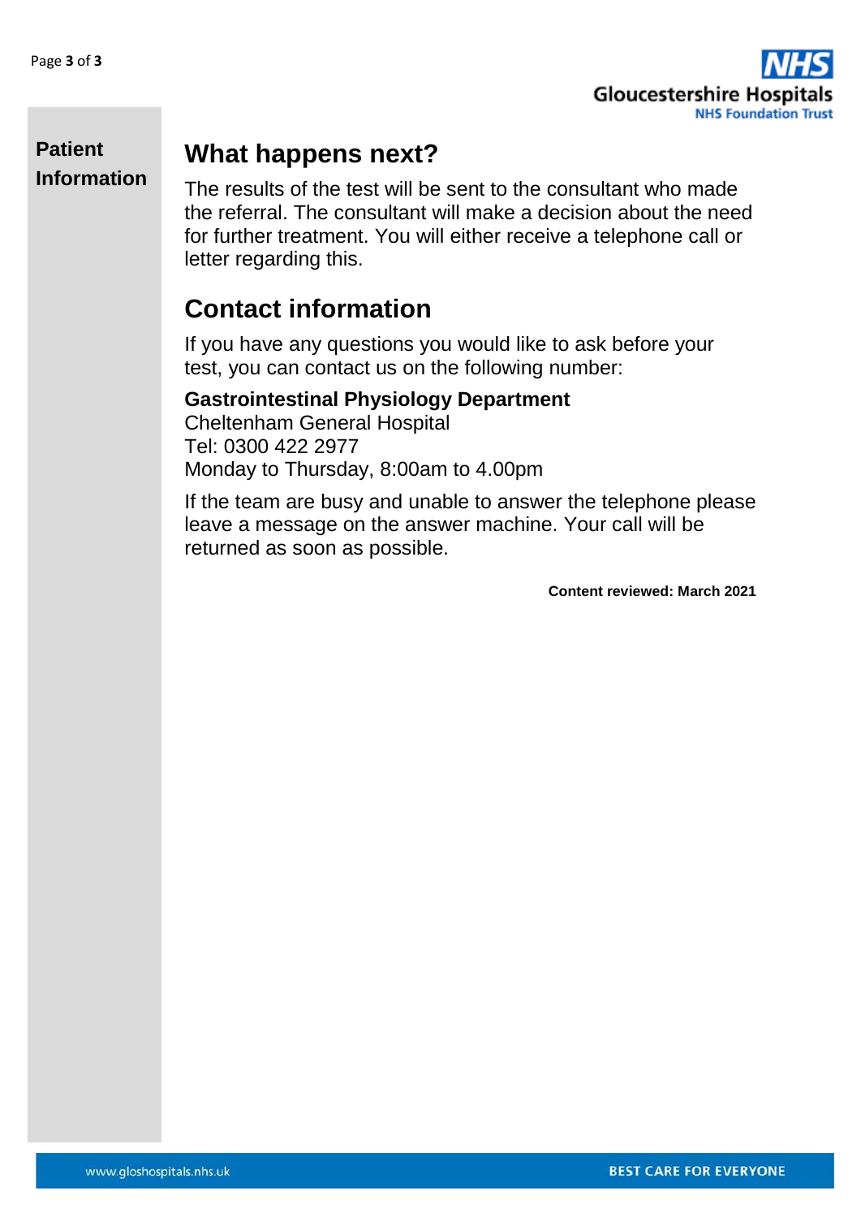**Patient Information**

## What happens next?

The results of the test will be sent to the consultant who made the referral. The consultant will make a decision about the need for further treatment. You will either receive a telephone call or letter regarding this.

## Contact information

If you have any questions you would like to ask before your test, you can contact us on the following number:

**Gastrointestinal Physiology Department**
Cheltenham General Hospital
Tel: 0300 422 2977
Monday to Thursday, 8:00am to 4.00pm

If the team are busy and unable to answer the telephone please leave a message on the answer machine. Your call will be returned as soon as possible.

**Content reviewed: March 2021**